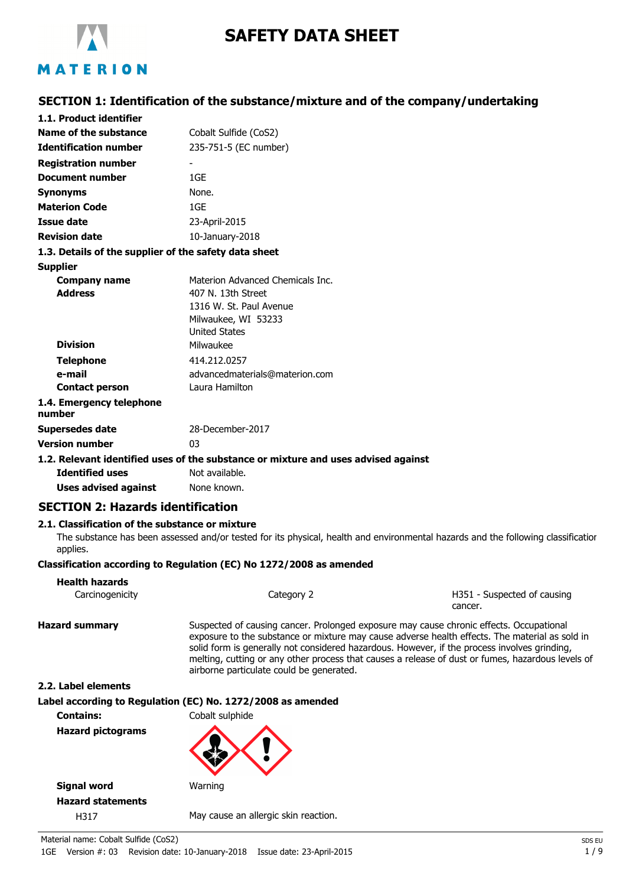# SAFETY DATA SHEET

MATERION

## SECTION 1: Identification of the substance/mixture and of the company/undertaking

### 1.1. Product identifier

| | |
|---|---|
| **Name of the substance** | Cobalt Sulfide ($CoS_2$) |
| **Identification number** | 235-751-5 (EC number) |
| **Registration number** | - |
| **Document number** | 1GE |
| **Synonyms** | None. |
| **Materion Code** | 1GE |
| **Issue date** | 23-April-2015 |
| **Revision date** | 10-January-2018 |

### 1.3. Details of the supplier of the safety data sheet

**Supplier**

| | |
|---|---|
| **Company name** | Materion Advanced Chemicals Inc. |
| **Address** | 407 N. 13th Street<br>1316 W. St. Paul Avenue<br>Milwaukee, WI 53233<br>United States |
| **Division** | Milwaukee |
| **Telephone** | 414.212.0257 |
| **e-mail** | advancedmaterials@materion.com |
| **Contact person** | Laura Hamilton |

### 1.4. Emergency telephone number

| | |
|---|---|
| **Supersedes date** | 28-December-2017 |
| **Version number** | 03 |

### 1.2. Relevant identified uses of the substance or mixture and uses advised against

| | |
|---|---|
| **Identified uses** | Not available. |
| **Uses advised against** | None known. |

## SECTION 2: Hazards identification

### 2.1. Classification of the substance or mixture

The substance has been assessed and/or tested for its physical, health and environmental hazards and the following classification applies.

**Classification according to Regulation (EC) No 1272/2008 as amended**

**Health hazards**

| | | |
|---|---|---|
| Carcinogenicity | Category 2 | H351 - Suspected of causing cancer. |

**Hazard summary**

Suspected of causing cancer. Prolonged exposure may cause chronic effects. Occupational exposure to the substance or mixture may cause adverse health effects. The material as sold in solid form is generally not considered hazardous. However, if the process involves grinding, melting, cutting or any other process that causes a release of dust or fumes, hazardous levels of airborne particulate could be generated.

### 2.2. Label elements

**Label according to Regulation (EC) No. 1272/2008 as amended**

**Contains:** Cobalt sulphide

**Hazard pictograms**

**Signal word** Warning

**Hazard statements**

H317 May cause an allergic skin reaction.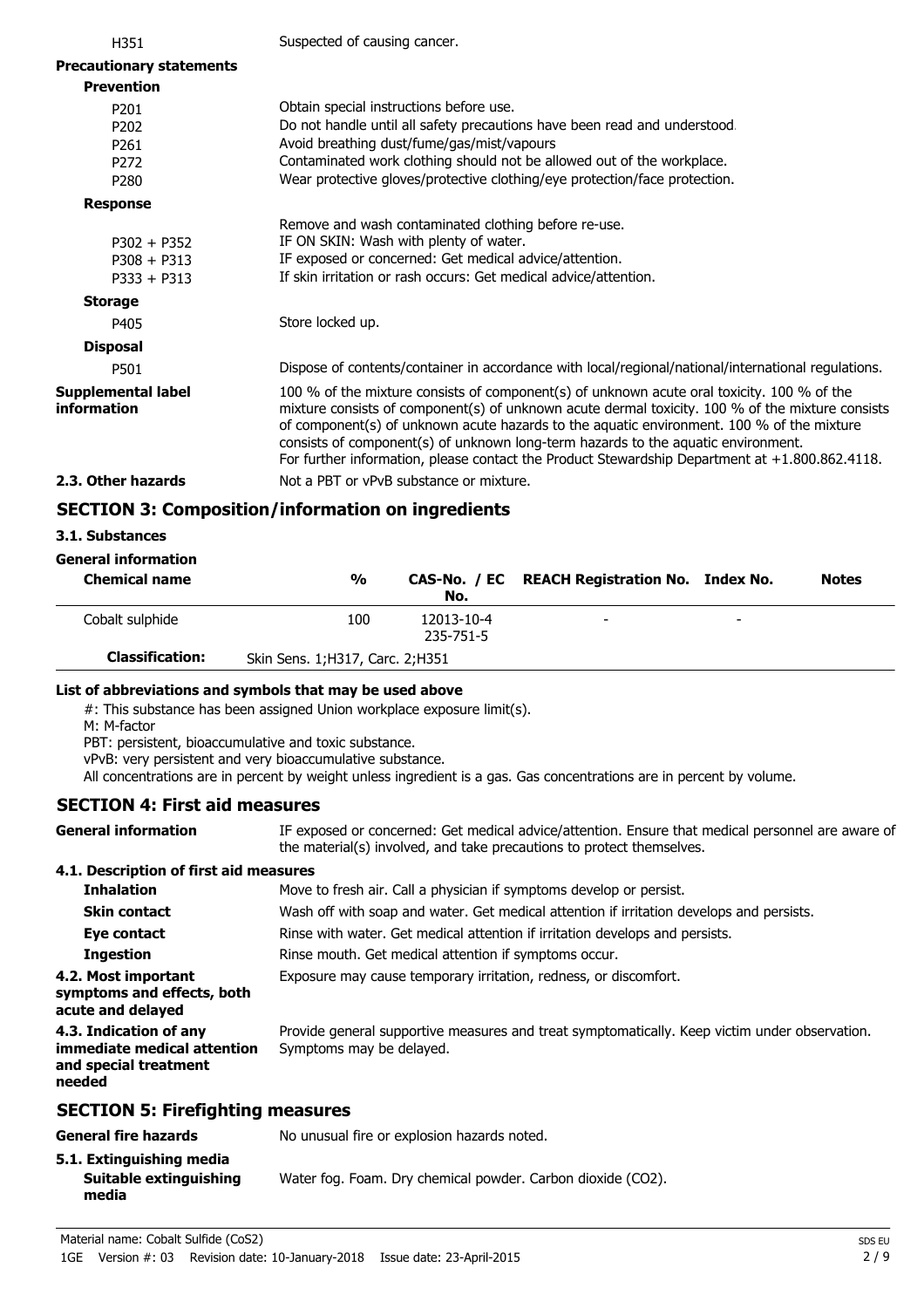| | |
|---|---|
| H351 | Suspected of causing cancer. |

**Precautionary statements**

**Prevention**

| | |
|---|---|
| P201 | Obtain special instructions before use. |
| P202 | Do not handle until all safety precautions have been read and understood. |
| P261 | Avoid breathing dust/fume/gas/mist/vapours |
| P272 | Contaminated work clothing should not be allowed out of the workplace. |
| P280 | Wear protective gloves/protective clothing/eye protection/face protection. |

**Response**

| | |
|---|---|
| | Remove and wash contaminated clothing before re-use. |
| P302 + P352 | IF ON SKIN: Wash with plenty of water. |
| P308 + P313 | IF exposed or concerned: Get medical advice/attention. |
| P333 + P313 | If skin irritation or rash occurs: Get medical advice/attention. |

**Storage**

| | |
|---|---|
| P405 | Store locked up. |

**Disposal**

| | |
|---|---|
| P501 | Dispose of contents/container in accordance with local/regional/national/international regulations. |

**Supplemental label information**

100 % of the mixture consists of component(s) of unknown acute oral toxicity. 100 % of the mixture consists of component(s) of unknown acute dermal toxicity. 100 % of the mixture consists of component(s) of unknown acute hazards to the aquatic environment. 100 % of the mixture consists of component(s) of unknown long-term hazards to the aquatic environment. For further information, please contact the Product Stewardship Department at +1.800.862.4118.

**2.3. Other hazards** Not a PBT or vPvB substance or mixture.

## SECTION 3: Composition/information on ingredients

### 3.1. Substances

**General information**

| Chemical name | % | CAS-No. / EC No. | REACH Registration No. | Index No. | Notes |
|---|---|---|---|---|---|
| Cobalt sulphide | 100 | 12013-10-4<br>235-751-5 | - | - | |
| **Classification:** | Skin Sens. 1;H317, Carc. 2;H351 | | | | |

**List of abbreviations and symbols that may be used above**

#: This substance has been assigned Union workplace exposure limit(s).
M: M-factor
PBT: persistent, bioaccumulative and toxic substance.
vPvB: very persistent and very bioaccumulative substance.
All concentrations are in percent by weight unless ingredient is a gas. Gas concentrations are in percent by volume.

## SECTION 4: First aid measures

**General information** IF exposed or concerned: Get medical advice/attention. Ensure that medical personnel are aware of the material(s) involved, and take precautions to protect themselves.

### 4.1. Description of first aid measures

| | |
|---|---|
| **Inhalation** | Move to fresh air. Call a physician if symptoms develop or persist. |
| **Skin contact** | Wash off with soap and water. Get medical attention if irritation develops and persists. |
| **Eye contact** | Rinse with water. Get medical attention if irritation develops and persists. |
| **Ingestion** | Rinse mouth. Get medical attention if symptoms occur. |

**4.2. Most important symptoms and effects, both acute and delayed** Exposure may cause temporary irritation, redness, or discomfort.

**4.3. Indication of any immediate medical attention and special treatment needed** Provide general supportive measures and treat symptomatically. Keep victim under observation. Symptoms may be delayed.

## SECTION 5: Firefighting measures

**General fire hazards** No unusual fire or explosion hazards noted.

### 5.1. Extinguishing media

**Suitable extinguishing media** Water fog. Foam. Dry chemical powder. Carbon dioxide ($CO_2$).

Material name: Cobalt Sulfide ($CoS_2$)
1GE Version #: 03 Revision date: 10-January-2018 Issue date: 23-April-2015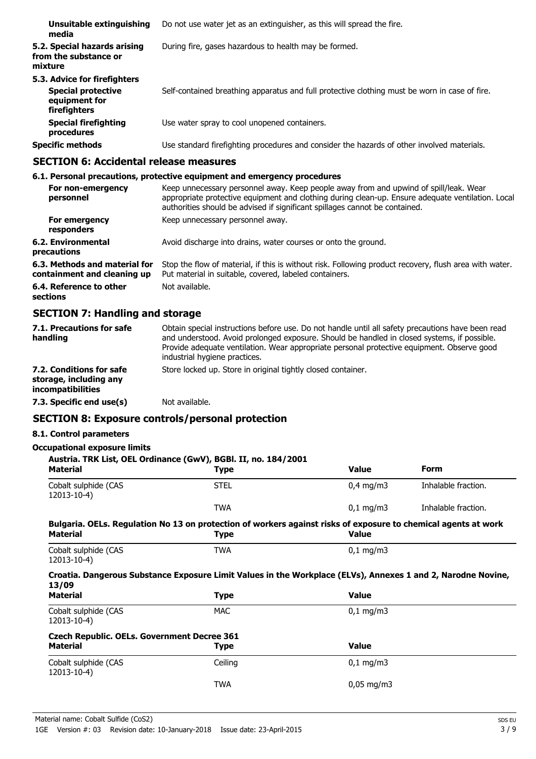| | |
|---|---|
| **Unsuitable extinguishing media** | Do not use water jet as an extinguisher, as this will spread the fire. |
| **5.2. Special hazards arising from the substance or mixture** | During fire, gases hazardous to health may be formed. |
| **5.3. Advice for firefighters** | |
| **Special protective equipment for firefighters** | Self-contained breathing apparatus and full protective clothing must be worn in case of fire. |
| **Special firefighting procedures** | Use water spray to cool unopened containers. |
| **Specific methods** | Use standard firefighting procedures and consider the hazards of other involved materials. |

## SECTION 6: Accidental release measures

**6.1. Personal precautions, protective equipment and emergency procedures**

| | |
|---|---|
| **For non-emergency personnel** | Keep unnecessary personnel away. Keep people away from and upwind of spill/leak. Wear appropriate protective equipment and clothing during clean-up. Ensure adequate ventilation. Local authorities should be advised if significant spillages cannot be contained. |
| **For emergency responders** | Keep unnecessary personnel away. |
| **6.2. Environmental precautions** | Avoid discharge into drains, water courses or onto the ground. |
| **6.3. Methods and material for containment and cleaning up** | Stop the flow of material, if this is without risk. Following product recovery, flush area with water. Put material in suitable, covered, labeled containers. |
| **6.4. Reference to other sections** | Not available. |

## SECTION 7: Handling and storage

| | |
|---|---|
| **7.1. Precautions for safe handling** | Obtain special instructions before use. Do not handle until all safety precautions have been read and understood. Avoid prolonged exposure. Should be handled in closed systems, if possible. Provide adequate ventilation. Wear appropriate personal protective equipment. Observe good industrial hygiene practices. |
| **7.2. Conditions for safe storage, including any incompatibilities** | Store locked up. Store in original tightly closed container. |
| **7.3. Specific end use(s)** | Not available. |

## SECTION 8: Exposure controls/personal protection

**8.1. Control parameters**

**Occupational exposure limits**

**Austria. TRK List, OEL Ordinance (GwV), BGBl. II, no. 184/2001**

| Material | Type | Value | Form |
|---|---|---|---|
| Cobalt sulphide (CAS 12013-10-4) | STEL | 0,4 mg/m3 | Inhalable fraction. |
| | TWA | 0,1 mg/m3 | Inhalable fraction. |

**Bulgaria. OELs. Regulation No 13 on protection of workers against risks of exposure to chemical agents at work**

| Material | Type | Value |
|---|---|---|
| Cobalt sulphide (CAS 12013-10-4) | TWA | 0,1 mg/m3 |

**Croatia. Dangerous Substance Exposure Limit Values in the Workplace (ELVs), Annexes 1 and 2, Narodne Novine, 13/09**

| Material | Type | Value |
|---|---|---|
| Cobalt sulphide (CAS 12013-10-4) | MAC | 0,1 mg/m3 |

**Czech Republic. OELs. Government Decree 361**

| Material | Type | Value |
|---|---|---|
| Cobalt sulphide (CAS 12013-10-4) | Ceiling | 0,1 mg/m3 |
| | TWA | 0,05 mg/m3 |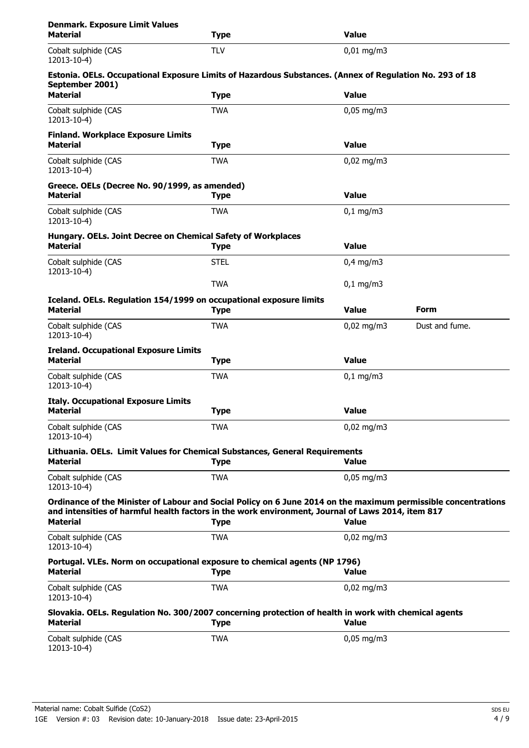**Denmark. Exposure Limit Values**

| Material | Type | Value |
| --- | --- | --- |
| Cobalt sulphide (CAS 12013-10-4) | TLV | 0,01 mg/m3 |

**Estonia. OELs. Occupational Exposure Limits of Hazardous Substances. (Annex of Regulation No. 293 of 18 September 2001)**

| Material | Type | Value |
| --- | --- | --- |
| Cobalt sulphide (CAS 12013-10-4) | TWA | 0,05 mg/m3 |

**Finland. Workplace Exposure Limits**

| Material | Type | Value |
| --- | --- | --- |
| Cobalt sulphide (CAS 12013-10-4) | TWA | 0,02 mg/m3 |

**Greece. OELs (Decree No. 90/1999, as amended)**

| Material | Type | Value |
| --- | --- | --- |
| Cobalt sulphide (CAS 12013-10-4) | TWA | 0,1 mg/m3 |

**Hungary. OELs. Joint Decree on Chemical Safety of Workplaces**

| Material | Type | Value |
| --- | --- | --- |
| Cobalt sulphide (CAS 12013-10-4) | STEL | 0,4 mg/m3 |
| | TWA | 0,1 mg/m3 |

**Iceland. OELs. Regulation 154/1999 on occupational exposure limits**

| Material | Type | Value | Form |
| --- | --- | --- | --- |
| Cobalt sulphide (CAS 12013-10-4) | TWA | 0,02 mg/m3 | Dust and fume. |

**Ireland. Occupational Exposure Limits**

| Material | Type | Value |
| --- | --- | --- |
| Cobalt sulphide (CAS 12013-10-4) | TWA | 0,1 mg/m3 |

**Italy. Occupational Exposure Limits**

| Material | Type | Value |
| --- | --- | --- |
| Cobalt sulphide (CAS 12013-10-4) | TWA | 0,02 mg/m3 |

**Lithuania. OELs. Limit Values for Chemical Substances, General Requirements**

| Material | Type | Value |
| --- | --- | --- |
| Cobalt sulphide (CAS 12013-10-4) | TWA | 0,05 mg/m3 |

**Ordinance of the Minister of Labour and Social Policy on 6 June 2014 on the maximum permissible concentrations and intensities of harmful health factors in the work environment, Journal of Laws 2014, item 817**

| Material | Type | Value |
| --- | --- | --- |
| Cobalt sulphide (CAS 12013-10-4) | TWA | 0,02 mg/m3 |

**Portugal. VLEs. Norm on occupational exposure to chemical agents (NP 1796)**

| Material | Type | Value |
| --- | --- | --- |
| Cobalt sulphide (CAS 12013-10-4) | TWA | 0,02 mg/m3 |

**Slovakia. OELs. Regulation No. 300/2007 concerning protection of health in work with chemical agents**

| Material | Type | Value |
| --- | --- | --- |
| Cobalt sulphide (CAS 12013-10-4) | TWA | 0,05 mg/m3 |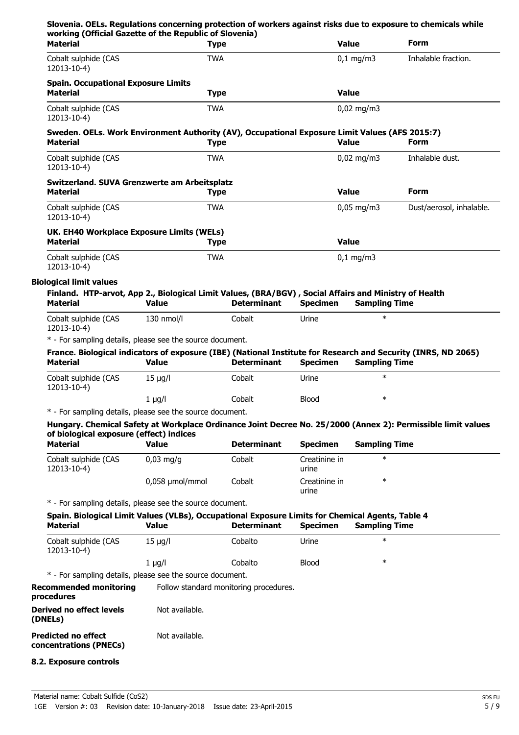**Slovenia. OELs. Regulations concerning protection of workers against risks due to exposure to chemicals while working (Official Gazette of the Republic of Slovenia)**

| Material | Type | Value | Form |
|---|---|---|---|
| Cobalt sulphide (CAS 12013-10-4) | TWA | 0,1 mg/m3 | Inhalable fraction. |

**Spain. Occupational Exposure Limits**

| Material | Type | Value |
|---|---|---|
| Cobalt sulphide (CAS 12013-10-4) | TWA | 0,02 mg/m3 |

**Sweden. OELs. Work Environment Authority (AV), Occupational Exposure Limit Values (AFS 2015:7)**

| Material | Type | Value | Form |
|---|---|---|---|
| Cobalt sulphide (CAS 12013-10-4) | TWA | 0,02 mg/m3 | Inhalable dust. |

**Switzerland. SUVA Grenzwerte am Arbeitsplatz**

| Material | Type | Value | Form |
|---|---|---|---|
| Cobalt sulphide (CAS 12013-10-4) | TWA | 0,05 mg/m3 | Dust/aerosol, inhalable. |

**UK. EH40 Workplace Exposure Limits (WELs)**

| Material | Type | Value |
|---|---|---|
| Cobalt sulphide (CAS 12013-10-4) | TWA | 0,1 mg/m3 |

**Biological limit values**

**Finland. HTP-arvot, App 2., Biological Limit Values, (BRA/BGV) , Social Affairs and Ministry of Health**

| Material | Value | Determinant | Specimen | Sampling Time |
|---|---|---|---|---|
| Cobalt sulphide (CAS 12013-10-4) | 130 nmol/l | Cobalt | Urine | * |

\* - For sampling details, please see the source document.

**France. Biological indicators of exposure (IBE) (National Institute for Research and Security (INRS, ND 2065)**

| Material | Value | Determinant | Specimen | Sampling Time |
|---|---|---|---|---|
| Cobalt sulphide (CAS 12013-10-4) | 15 µg/l | Cobalt | Urine | * |
| | 1 µg/l | Cobalt | Blood | * |

\* - For sampling details, please see the source document.

**Hungary. Chemical Safety at Workplace Ordinance Joint Decree No. 25/2000 (Annex 2): Permissible limit values of biological exposure (effect) indices**

| Material | Value | Determinant | Specimen | Sampling Time |
|---|---|---|---|---|
| Cobalt sulphide (CAS 12013-10-4) | 0,03 mg/g | Cobalt | Creatinine in urine | * |
| | 0,058 µmol/mmol | Cobalt | Creatinine in urine | * |

\* - For sampling details, please see the source document.

**Spain. Biological Limit Values (VLBs), Occupational Exposure Limits for Chemical Agents, Table 4**

| Material | Value | Determinant | Specimen | Sampling Time |
|---|---|---|---|---|
| Cobalt sulphide (CAS 12013-10-4) | 15 µg/l | Cobalto | Urine | * |
| | 1 µg/l | Cobalto | Blood | * |

\* - For sampling details, please see the source document.

**Recommended monitoring procedures** Follow standard monitoring procedures.

**Derived no effect levels (DNELs)** Not available.

**Predicted no effect concentrations (PNECs)** Not available.

## 8.2. Exposure controls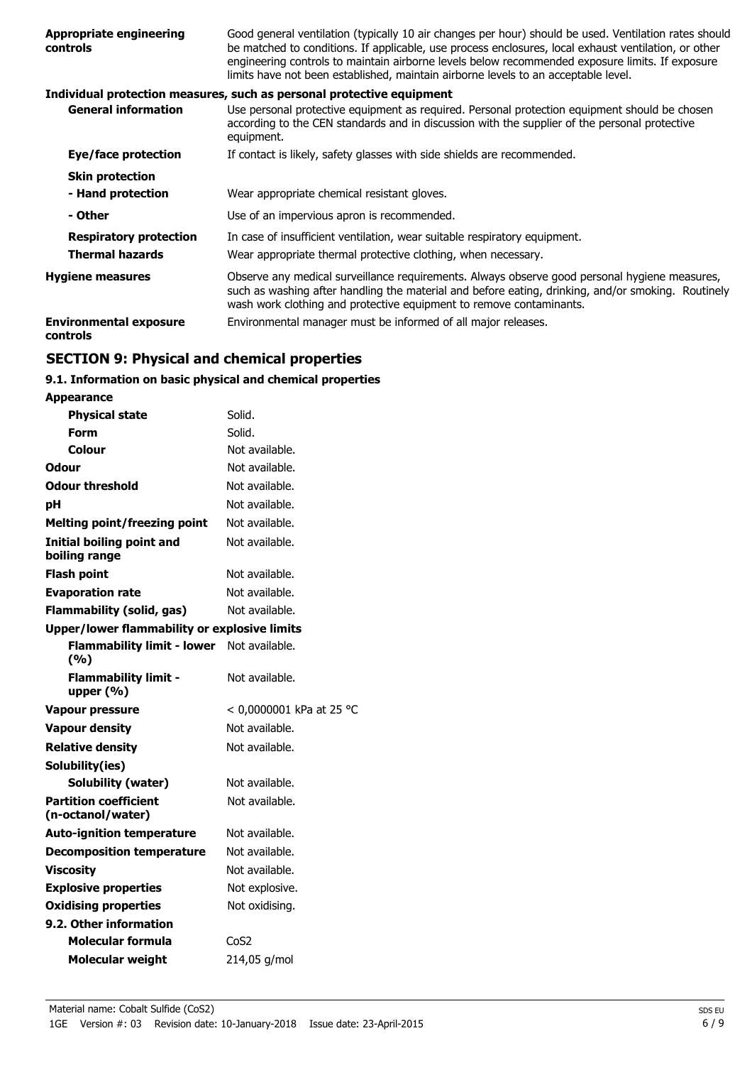| | |
|---|---|
| **Appropriate engineering controls** | Good general ventilation (typically 10 air changes per hour) should be used. Ventilation rates should be matched to conditions. If applicable, use process enclosures, local exhaust ventilation, or other engineering controls to maintain airborne levels below recommended exposure limits. If exposure limits have not been established, maintain airborne levels to an acceptable level. |

**Individual protection measures, such as personal protective equipment**

| | |
|---|---|
| **General information** | Use personal protective equipment as required. Personal protection equipment should be chosen according to the CEN standards and in discussion with the supplier of the personal protective equipment. |
| **Eye/face protection** | If contact is likely, safety glasses with side shields are recommended. |
| **Skin protection** | |
| **- Hand protection** | Wear appropriate chemical resistant gloves. |
| **- Other** | Use of an impervious apron is recommended. |
| **Respiratory protection** | In case of insufficient ventilation, wear suitable respiratory equipment. |
| **Thermal hazards** | Wear appropriate thermal protective clothing, when necessary. |
| **Hygiene measures** | Observe any medical surveillance requirements. Always observe good personal hygiene measures, such as washing after handling the material and before eating, drinking, and/or smoking. Routinely wash work clothing and protective equipment to remove contaminants. |
| **Environmental exposure controls** | Environmental manager must be informed of all major releases. |

## SECTION 9: Physical and chemical properties

### 9.1. Information on basic physical and chemical properties

| | |
|---|---|
| **Appearance** | |
| **Physical state** | Solid. |
| **Form** | Solid. |
| **Colour** | Not available. |
| **Odour** | Not available. |
| **Odour threshold** | Not available. |
| **pH** | Not available. |
| **Melting point/freezing point** | Not available. |
| **Initial boiling point and boiling range** | Not available. |
| **Flash point** | Not available. |
| **Evaporation rate** | Not available. |
| **Flammability (solid, gas)** | Not available. |
| **Upper/lower flammability or explosive limits** | |
| **Flammability limit - lower (%)** | Not available. |
| **Flammability limit - upper (%)** | Not available. |
| **Vapour pressure** | < 0,0000001 kPa at 25 °C |
| **Vapour density** | Not available. |
| **Relative density** | Not available. |
| **Solubility(ies)** | |
| **Solubility (water)** | Not available. |
| **Partition coefficient (n-octanol/water)** | Not available. |
| **Auto-ignition temperature** | Not available. |
| **Decomposition temperature** | Not available. |
| **Viscosity** | Not available. |
| **Explosive properties** | Not explosive. |
| **Oxidising properties** | Not oxidising. |
| **9.2. Other information** | |
| **Molecular formula** | $CoS_2$ |
| **Molecular weight** | 214,05 g/mol |

Material name: Cobalt Sulfide ($CoS_2$)
1GE Version #: 03 Revision date: 10-January-2018 Issue date: 23-April-2015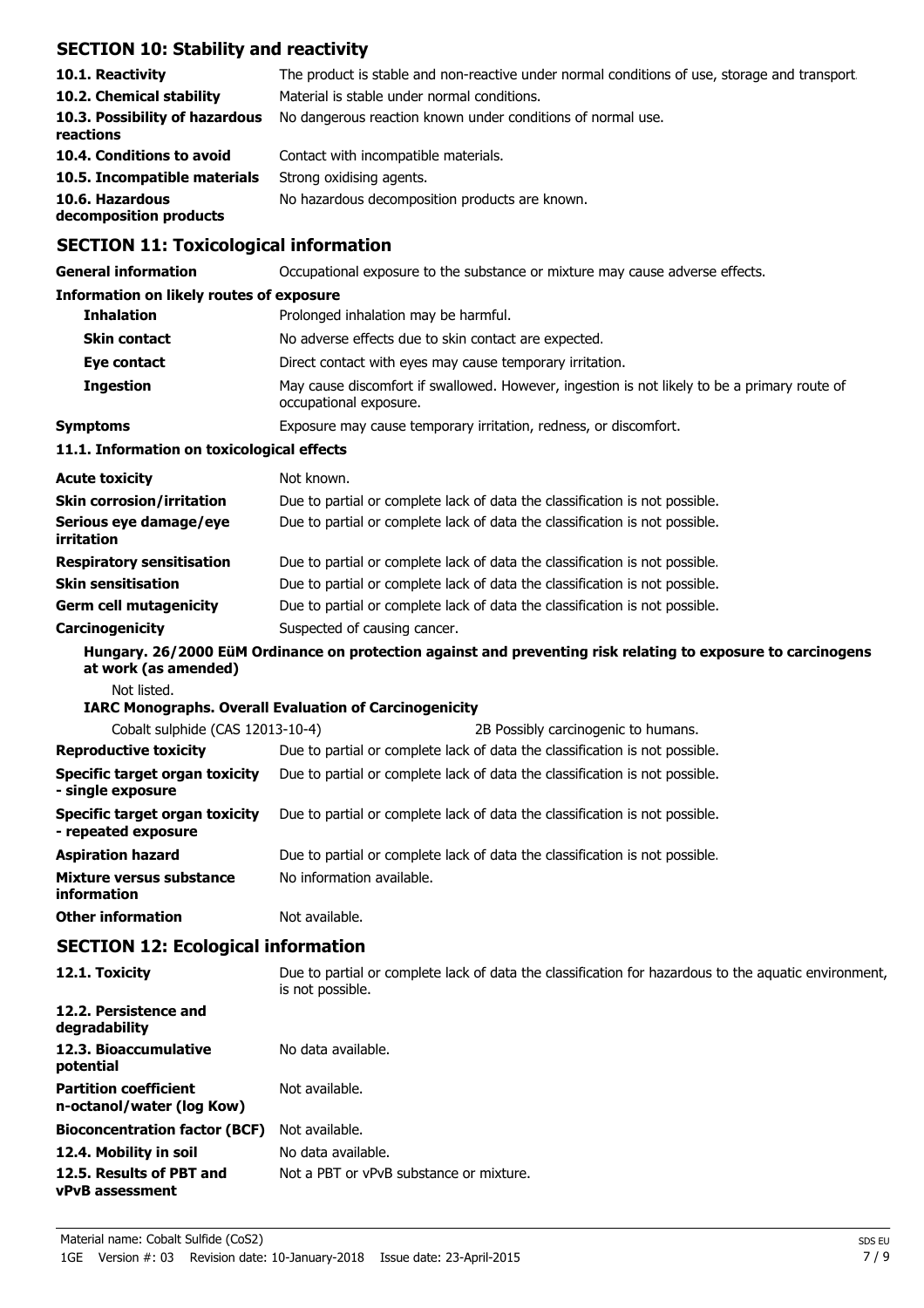## SECTION 10: Stability and reactivity

| | |
|---|---|
| **10.1. Reactivity** | The product is stable and non-reactive under normal conditions of use, storage and transport. |
| **10.2. Chemical stability** | Material is stable under normal conditions. |
| **10.3. Possibility of hazardous reactions** | No dangerous reaction known under conditions of normal use. |
| **10.4. Conditions to avoid** | Contact with incompatible materials. |
| **10.5. Incompatible materials** | Strong oxidising agents. |
| **10.6. Hazardous decomposition products** | No hazardous decomposition products are known. |

## SECTION 11: Toxicological information

**General information** Occupational exposure to the substance or mixture may cause adverse effects.

**Information on likely routes of exposure**

| | |
|---|---|
| **Inhalation** | Prolonged inhalation may be harmful. |
| **Skin contact** | No adverse effects due to skin contact are expected. |
| **Eye contact** | Direct contact with eyes may cause temporary irritation. |
| **Ingestion** | May cause discomfort if swallowed. However, ingestion is not likely to be a primary route of occupational exposure. |
| **Symptoms** | Exposure may cause temporary irritation, redness, or discomfort. |

**11.1. Information on toxicological effects**

| | |
|---|---|
| **Acute toxicity** | Not known. |
| **Skin corrosion/irritation** | Due to partial or complete lack of data the classification is not possible. |
| **Serious eye damage/eye irritation** | Due to partial or complete lack of data the classification is not possible. |
| **Respiratory sensitisation** | Due to partial or complete lack of data the classification is not possible. |
| **Skin sensitisation** | Due to partial or complete lack of data the classification is not possible. |
| **Germ cell mutagenicity** | Due to partial or complete lack of data the classification is not possible. |
| **Carcinogenicity** | Suspected of causing cancer. |

**Hungary. 26/2000 EüM Ordinance on protection against and preventing risk relating to exposure to carcinogens at work (as amended)**

Not listed.

**IARC Monographs. Overall Evaluation of Carcinogenicity**

| | |
|---|---|
| Cobalt sulphide (CAS 12013-10-4) | 2B Possibly carcinogenic to humans. |

| | |
|---|---|
| **Reproductive toxicity** | Due to partial or complete lack of data the classification is not possible. |
| **Specific target organ toxicity - single exposure** | Due to partial or complete lack of data the classification is not possible. |
| **Specific target organ toxicity - repeated exposure** | Due to partial or complete lack of data the classification is not possible. |
| **Aspiration hazard** | Due to partial or complete lack of data the classification is not possible. |
| **Mixture versus substance information** | No information available. |
| **Other information** | Not available. |

## SECTION 12: Ecological information

| | |
|---|---|
| **12.1. Toxicity** | Due to partial or complete lack of data the classification for hazardous to the aquatic environment, is not possible. |
| **12.2. Persistence and degradability** | |
| **12.3. Bioaccumulative potential** | No data available. |
| **Partition coefficient n-octanol/water (log Kow)** | Not available. |
| **Bioconcentration factor (BCF)** | Not available. |
| **12.4. Mobility in soil** | No data available. |
| **12.5. Results of PBT and vPvB assessment** | Not a PBT or vPvB substance or mixture. |

Material name: Cobalt Sulfide ($CoS_2$)

1GE Version #: 03 Revision date: 10-January-2018 Issue date: 23-April-2015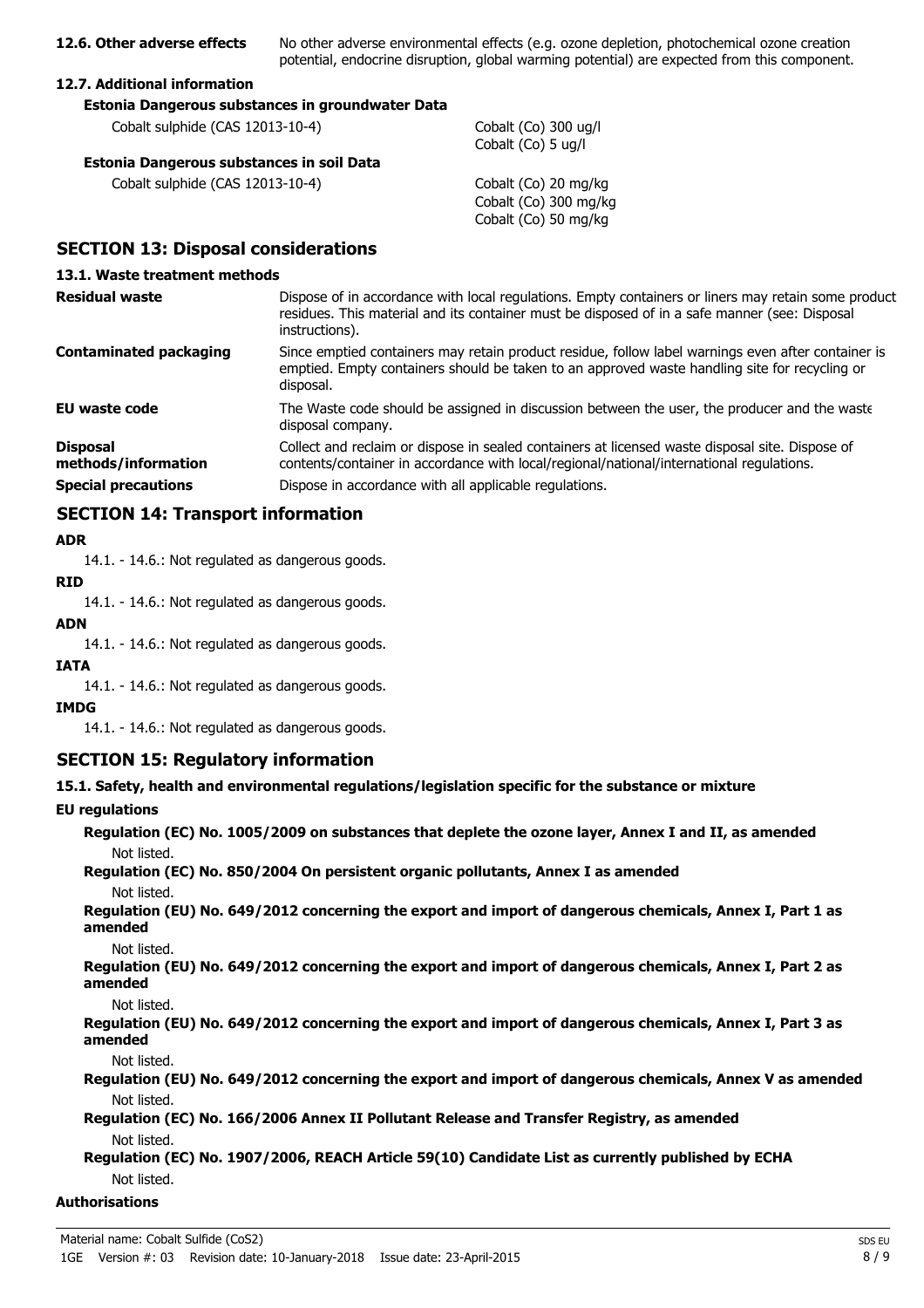**12.6. Other adverse effects** No other adverse environmental effects (e.g. ozone depletion, photochemical ozone creation potential, endocrine disruption, global warming potential) are expected from this component.

**12.7. Additional information**

**Estonia Dangerous substances in groundwater Data**

| | |
|---|---|
| Cobalt sulphide (CAS 12013-10-4) | Cobalt (Co) 300 ug/l<br>Cobalt (Co) 5 ug/l |

**Estonia Dangerous substances in soil Data**

| | |
|---|---|
| Cobalt sulphide (CAS 12013-10-4) | Cobalt (Co) 20 mg/kg<br>Cobalt (Co) 300 mg/kg<br>Cobalt (Co) 50 mg/kg |

## SECTION 13: Disposal considerations

### 13.1. Waste treatment methods

| | |
|---|---|
| **Residual waste** | Dispose of in accordance with local regulations. Empty containers or liners may retain some product residues. This material and its container must be disposed of in a safe manner (see: Disposal instructions). |
| **Contaminated packaging** | Since emptied containers may retain product residue, follow label warnings even after container is emptied. Empty containers should be taken to an approved waste handling site for recycling or disposal. |
| **EU waste code** | The Waste code should be assigned in discussion between the user, the producer and the waste disposal company. |
| **Disposal methods/information** | Collect and reclaim or dispose in sealed containers at licensed waste disposal site. Dispose of contents/container in accordance with local/regional/national/international regulations. |
| **Special precautions** | Dispose in accordance with all applicable regulations. |

## SECTION 14: Transport information

**ADR**

14.1. - 14.6.: Not regulated as dangerous goods.

**RID**

14.1. - 14.6.: Not regulated as dangerous goods.

**ADN**

14.1. - 14.6.: Not regulated as dangerous goods.

**IATA**

14.1. - 14.6.: Not regulated as dangerous goods.

**IMDG**

14.1. - 14.6.: Not regulated as dangerous goods.

## SECTION 15: Regulatory information

**15.1. Safety, health and environmental regulations/legislation specific for the substance or mixture**

**EU regulations**

**Regulation (EC) No. 1005/2009 on substances that deplete the ozone layer, Annex I and II, as amended**

Not listed.

**Regulation (EC) No. 850/2004 On persistent organic pollutants, Annex I as amended**

Not listed.

**Regulation (EU) No. 649/2012 concerning the export and import of dangerous chemicals, Annex I, Part 1 as amended**

Not listed.

**Regulation (EU) No. 649/2012 concerning the export and import of dangerous chemicals, Annex I, Part 2 as amended**

Not listed.

**Regulation (EU) No. 649/2012 concerning the export and import of dangerous chemicals, Annex I, Part 3 as amended**

Not listed.

**Regulation (EU) No. 649/2012 concerning the export and import of dangerous chemicals, Annex V as amended**

Not listed.

**Regulation (EC) No. 166/2006 Annex II Pollutant Release and Transfer Registry, as amended**

Not listed.

**Regulation (EC) No. 1907/2006, REACH Article 59(10) Candidate List as currently published by ECHA**

Not listed.

**Authorisations**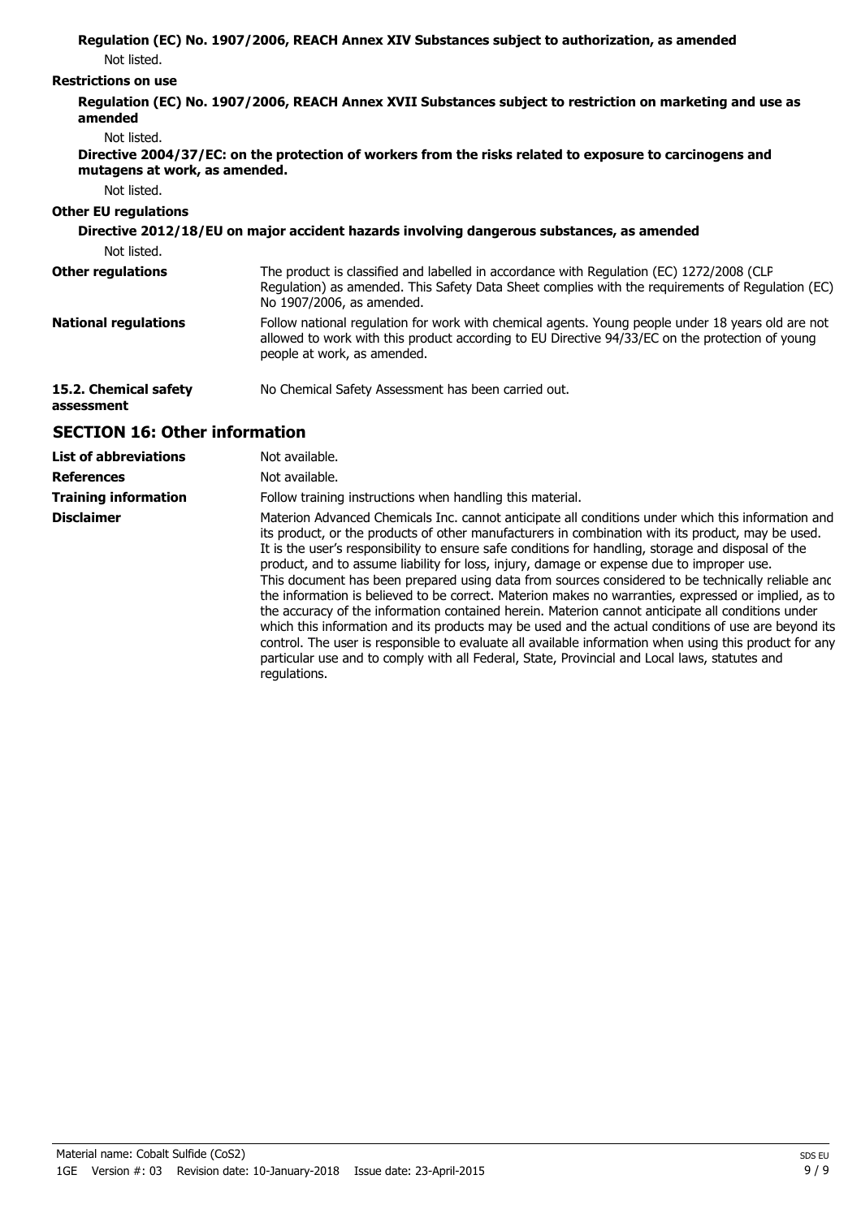**Regulation (EC) No. 1907/2006, REACH Annex XIV Substances subject to authorization, as amended**

Not listed.

**Restrictions on use**

**Regulation (EC) No. 1907/2006, REACH Annex XVII Substances subject to restriction on marketing and use as amended**

Not listed.

**Directive 2004/37/EC: on the protection of workers from the risks related to exposure to carcinogens and mutagens at work, as amended.**

Not listed.

**Other EU regulations**

**Directive 2012/18/EU on major accident hazards involving dangerous substances, as amended**

Not listed.

| | |
|---|---|
| **Other regulations** | The product is classified and labelled in accordance with Regulation (EC) 1272/2008 (CLP Regulation) as amended. This Safety Data Sheet complies with the requirements of Regulation (EC) No 1907/2006, as amended. |
| **National regulations** | Follow national regulation for work with chemical agents. Young people under 18 years old are not allowed to work with this product according to EU Directive 94/33/EC on the protection of young people at work, as amended. |
| **15.2. Chemical safety assessment** | No Chemical Safety Assessment has been carried out. |

## SECTION 16: Other information

| | |
|---|---|
| **List of abbreviations** | Not available. |
| **References** | Not available. |
| **Training information** | Follow training instructions when handling this material. |
| **Disclaimer** | Materion Advanced Chemicals Inc. cannot anticipate all conditions under which this information and its product, or the products of other manufacturers in combination with its product, may be used. It is the user's responsibility to ensure safe conditions for handling, storage and disposal of the product, and to assume liability for loss, injury, damage or expense due to improper use. This document has been prepared using data from sources considered to be technically reliable and the information is believed to be correct. Materion makes no warranties, expressed or implied, as to the accuracy of the information contained herein. Materion cannot anticipate all conditions under which this information and its products may be used and the actual conditions of use are beyond its control. The user is responsible to evaluate all available information when using this product for any particular use and to comply with all Federal, State, Provincial and Local laws, statutes and regulations. |